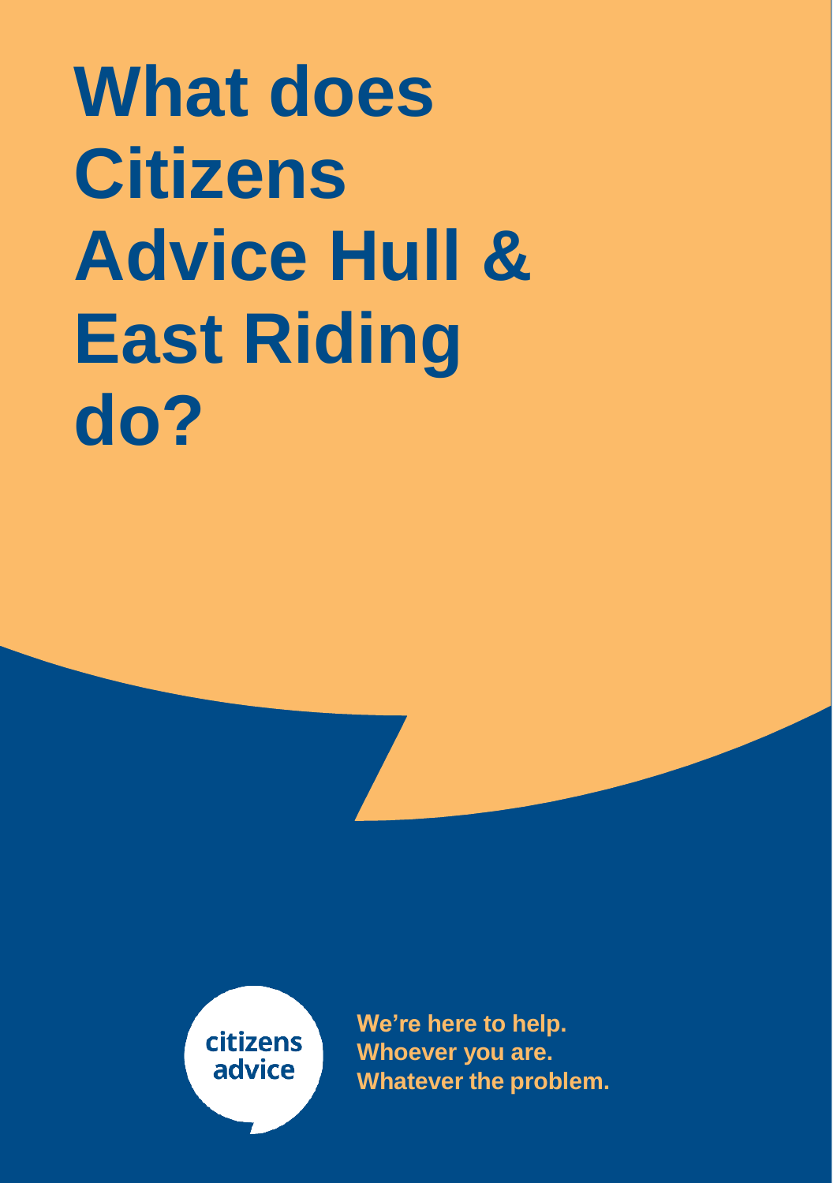# What does Citizens Advice Hull & East Riding do?

citizens advice

**We're here to help.**
**Whoever you are.**
**Whatever the problem.**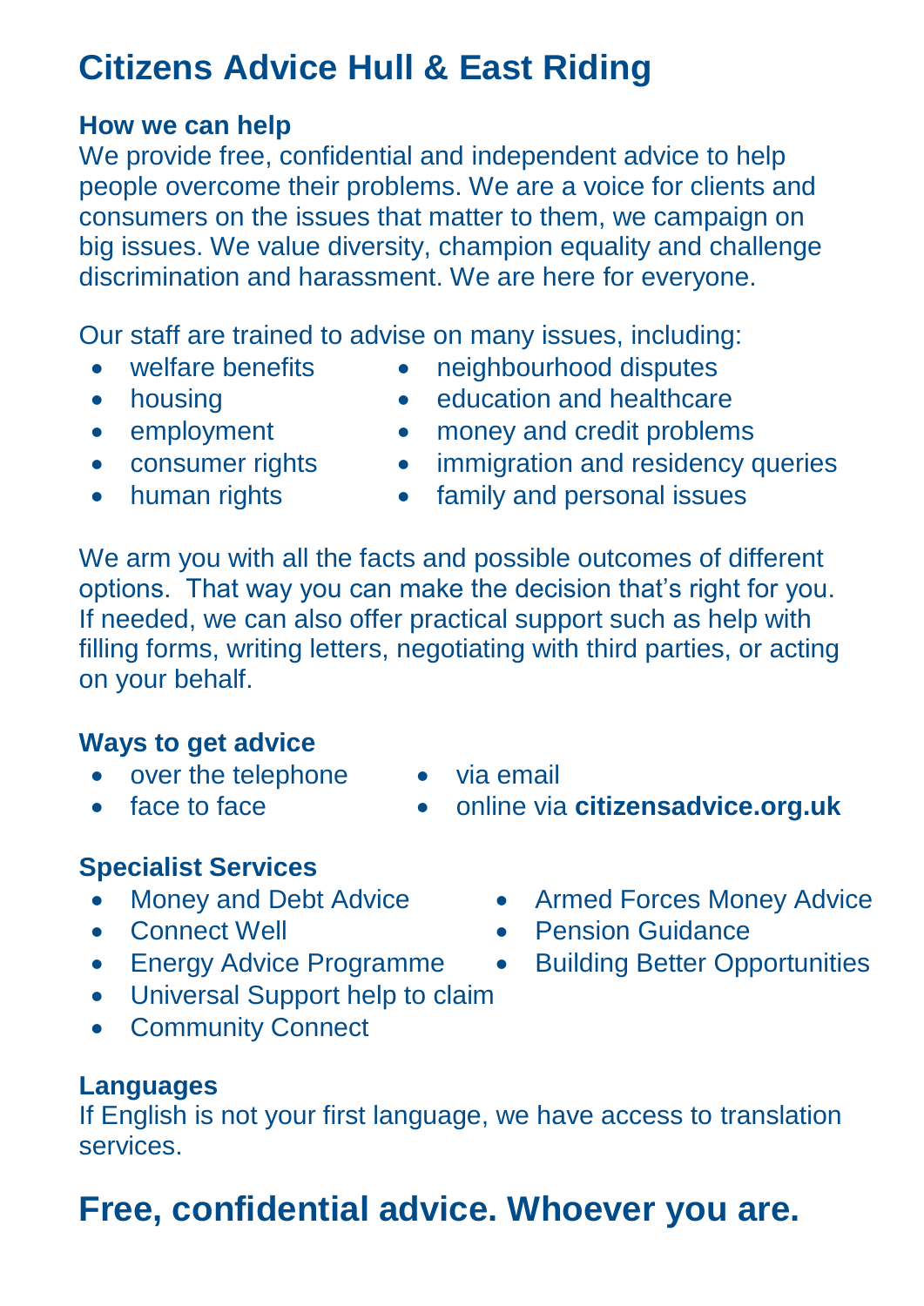# Citizens Advice Hull & East Riding

## How we can help

We provide free, confidential and independent advice to help people overcome their problems. We are a voice for clients and consumers on the issues that matter to them, we campaign on big issues. We value diversity, champion equality and challenge discrimination and harassment. We are here for everyone.

Our staff are trained to advise on many issues, including:

- welfare benefits
- housing
- employment
- consumer rights
- human rights
- neighbourhood disputes
- education and healthcare
- money and credit problems
- immigration and residency queries
- family and personal issues

We arm you with all the facts and possible outcomes of different options. That way you can make the decision that's right for you. If needed, we can also offer practical support such as help with filling forms, writing letters, negotiating with third parties, or acting on your behalf.

## Ways to get advice

- over the telephone
- face to face
- via email
- online via **citizensadvice.org.uk**

## Specialist Services

- Money and Debt Advice
- Connect Well
- Energy Advice Programme
- Universal Support help to claim
- Community Connect
- Armed Forces Money Advice
- Pension Guidance
- Building Better Opportunities

## Languages

If English is not your first language, we have access to translation services.

# Free, confidential advice. Whoever you are.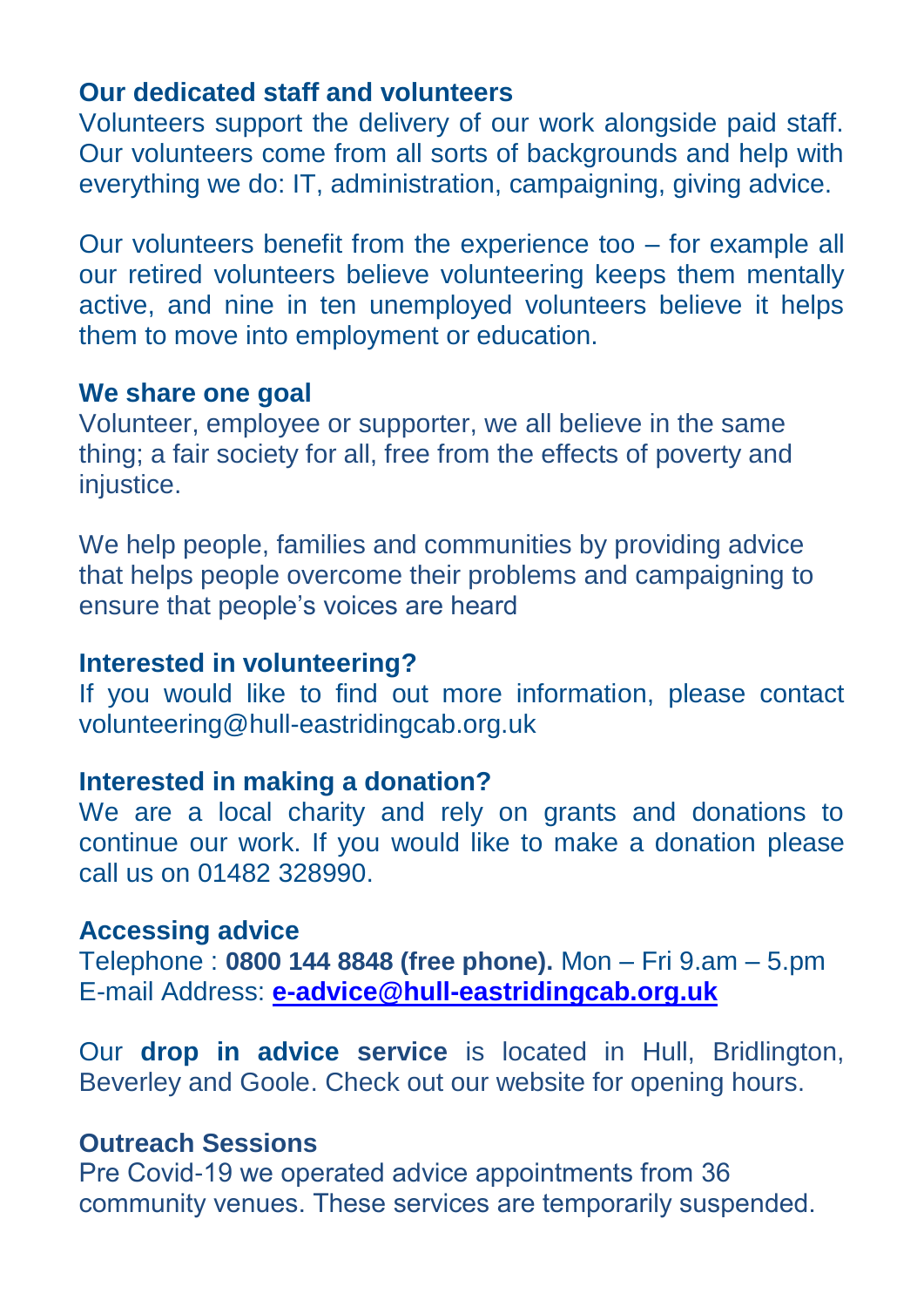**Our dedicated staff and volunteers**

Volunteers support the delivery of our work alongside paid staff. Our volunteers come from all sorts of backgrounds and help with everything we do: IT, administration, campaigning, giving advice.

Our volunteers benefit from the experience too – for example all our retired volunteers believe volunteering keeps them mentally active, and nine in ten unemployed volunteers believe it helps them to move into employment or education.

**We share one goal**

Volunteer, employee or supporter, we all believe in the same thing; a fair society for all, free from the effects of poverty and injustice.

We help people, families and communities by providing advice that helps people overcome their problems and campaigning to ensure that people's voices are heard

**Interested in volunteering?**

If you would like to find out more information, please contact volunteering@hull-eastridingcab.org.uk

**Interested in making a donation?**

We are a local charity and rely on grants and donations to continue our work. If you would like to make a donation please call us on 01482 328990.

**Accessing advice**

Telephone : **0800 144 8848 (free phone).** Mon – Fri 9.am – 5.pm
E-mail Address: **e-advice@hull-eastridingcab.org.uk**

Our **drop in advice service** is located in Hull, Bridlington, Beverley and Goole. Check out our website for opening hours.

**Outreach Sessions**

Pre Covid-19 we operated advice appointments from 36 community venues. These services are temporarily suspended.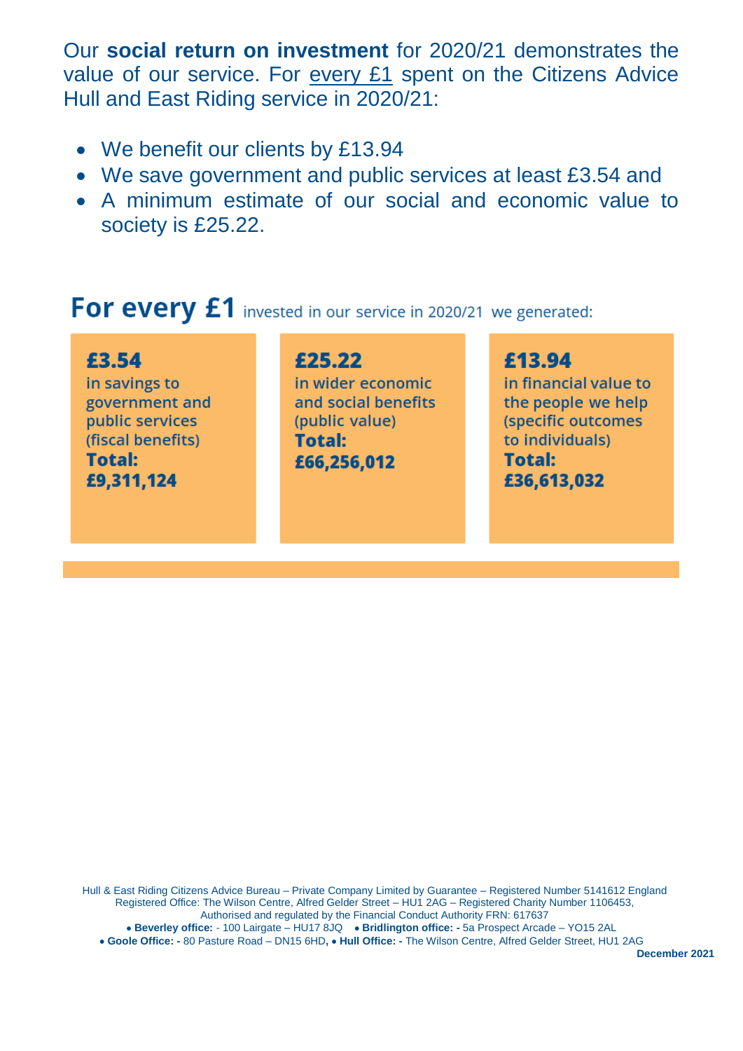Our **social return on investment** for 2020/21 demonstrates the value of our service. For every £1 spent on the Citizens Advice Hull and East Riding service in 2020/21:

- We benefit our clients by £13.94
- We save government and public services at least £3.54 and
- A minimum estimate of our social and economic value to society is £25.22.

## **For every £1** invested in our service in 2020/21 we generated:

**£3.54**
in savings to government and public services (fiscal benefits)
**Total: £9,311,124**

**£25.22**
in wider economic and social benefits (public value)
**Total: £66,256,012**

**£13.94**
in financial value to the people we help (specific outcomes to individuals)
**Total: £36,613,032**

Hull & East Riding Citizens Advice Bureau – Private Company Limited by Guarantee – Registered Number 5141612 England
Registered Office: The Wilson Centre, Alfred Gelder Street – HU1 2AG – Registered Charity Number 1106453,
Authorised and regulated by the Financial Conduct Authority FRN: 617637
• **Beverley office:** - 100 Lairgate – HU17 8JQ • **Bridlington office: -** 5a Prospect Arcade – YO15 2AL
• **Goole Office: -** 80 Pasture Road – DN15 6HD**,** • **Hull Office: -** The Wilson Centre, Alfred Gelder Street, HU1 2AG

**December 2021**